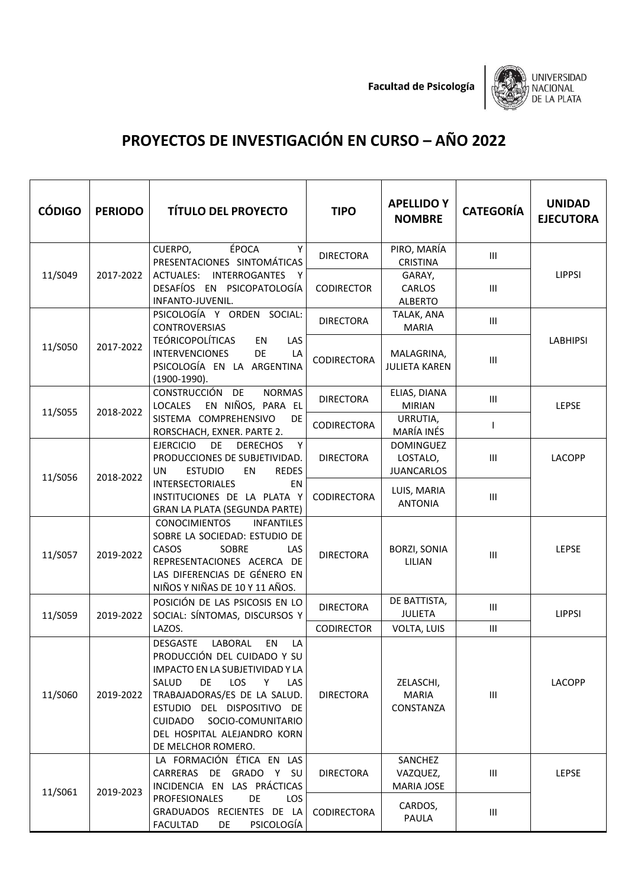# PROYECTOS DE INVESTIGACIÓN EN CURSO – AÑO 2022

| CÓDIGO | PERIODO | TÍTULO DEL PROYECTO | TIPO | APELLIDO Y NOMBRE | CATEGORÍA | UNIDAD EJECUTORA |
|---|---|---|---|---|---|---|
| 11/S049 | 2017-2022 | CUERPO, ÉPOCA Y PRESENTACIONES SINTOMÁTICAS ACTUALES: INTERROGANTES Y DESAFÍOS EN PSICOPATOLOGÍA INFANTO-JUVENIL. | DIRECTORA | PIRO, MARÍA CRISTINA | III | LIPPSI |
| | | | CODIRECTOR | GARAY, CARLOS ALBERTO | III | |
| 11/S050 | 2017-2022 | PSICOLOGÍA Y ORDEN SOCIAL: CONTROVERSIAS TEÓRICOPOLÍTICAS EN LAS INTERVENCIONES DE LA PSICOLOGÍA EN LA ARGENTINA (1900-1990). | DIRECTORA | TALAK, ANA MARIA | III | LABHIPSI |
| | | | CODIRECTORA | MALAGRINA, JULIETA KAREN | III | |
| 11/S055 | 2018-2022 | CONSTRUCCIÓN DE NORMAS LOCALES EN NIÑOS, PARA EL SISTEMA COMPREHENSIVO DE RORSCHACH, EXNER. PARTE 2. | DIRECTORA | ELIAS, DIANA MIRIAN | III | LEPSE |
| | | | CODIRECTORA | URRUTIA, MARÍA INÉS | I | |
| 11/S056 | 2018-2022 | EJERCICIO DE DERECHOS Y PRODUCCIONES DE SUBJETIVIDAD. UN ESTUDIO EN REDES INTERSECTORIALES EN INSTITUCIONES DE LA PLATA Y GRAN LA PLATA (SEGUNDA PARTE) | DIRECTORA | DOMINGUEZ LOSTALO, JUANCARLOS | III | LACOPP |
| | | | CODIRECTORA | LUIS, MARIA ANTONIA | III | |
| 11/S057 | 2019-2022 | CONOCIMIENTOS INFANTILES SOBRE LA SOCIEDAD: ESTUDIO DE CASOS SOBRE LAS REPRESENTACIONES ACERCA DE LAS DIFERENCIAS DE GÉNERO EN NIÑOS Y NIÑAS DE 10 Y 11 AÑOS. | DIRECTORA | BORZI, SONIA LILIAN | III | LEPSE |
| 11/S059 | 2019-2022 | POSICIÓN DE LAS PSICOSIS EN LO SOCIAL: SÍNTOMAS, DISCURSOS Y LAZOS. | DIRECTORA | DE BATTISTA, JULIETA | III | LIPPSI |
| | | | CODIRECTOR | VOLTA, LUIS | III | |
| 11/S060 | 2019-2022 | DESGASTE LABORAL EN LA PRODUCCIÓN DEL CUIDADO Y SU IMPACTO EN LA SUBJETIVIDAD Y LA SALUD DE LOS Y LAS TRABAJADORAS/ES DE LA SALUD. ESTUDIO DEL DISPOSITIVO DE CUIDADO SOCIO-COMUNITARIO DEL HOSPITAL ALEJANDRO KORN DE MELCHOR ROMERO. | DIRECTORA | ZELASCHI, MARIA CONSTANZA | III | LACOPP |
| 11/S061 | 2019-2023 | LA FORMACIÓN ÉTICA EN LAS CARRERAS DE GRADO Y SU INCIDENCIA EN LAS PRÁCTICAS PROFESIONALES DE LOS GRADUADOS RECIENTES DE LA FACULTAD DE PSICOLOGÍA | DIRECTORA | SANCHEZ VAZQUEZ, MARIA JOSE | III | LEPSE |
| | | | CODIRECTORA | CARDOS, PAULA | III | |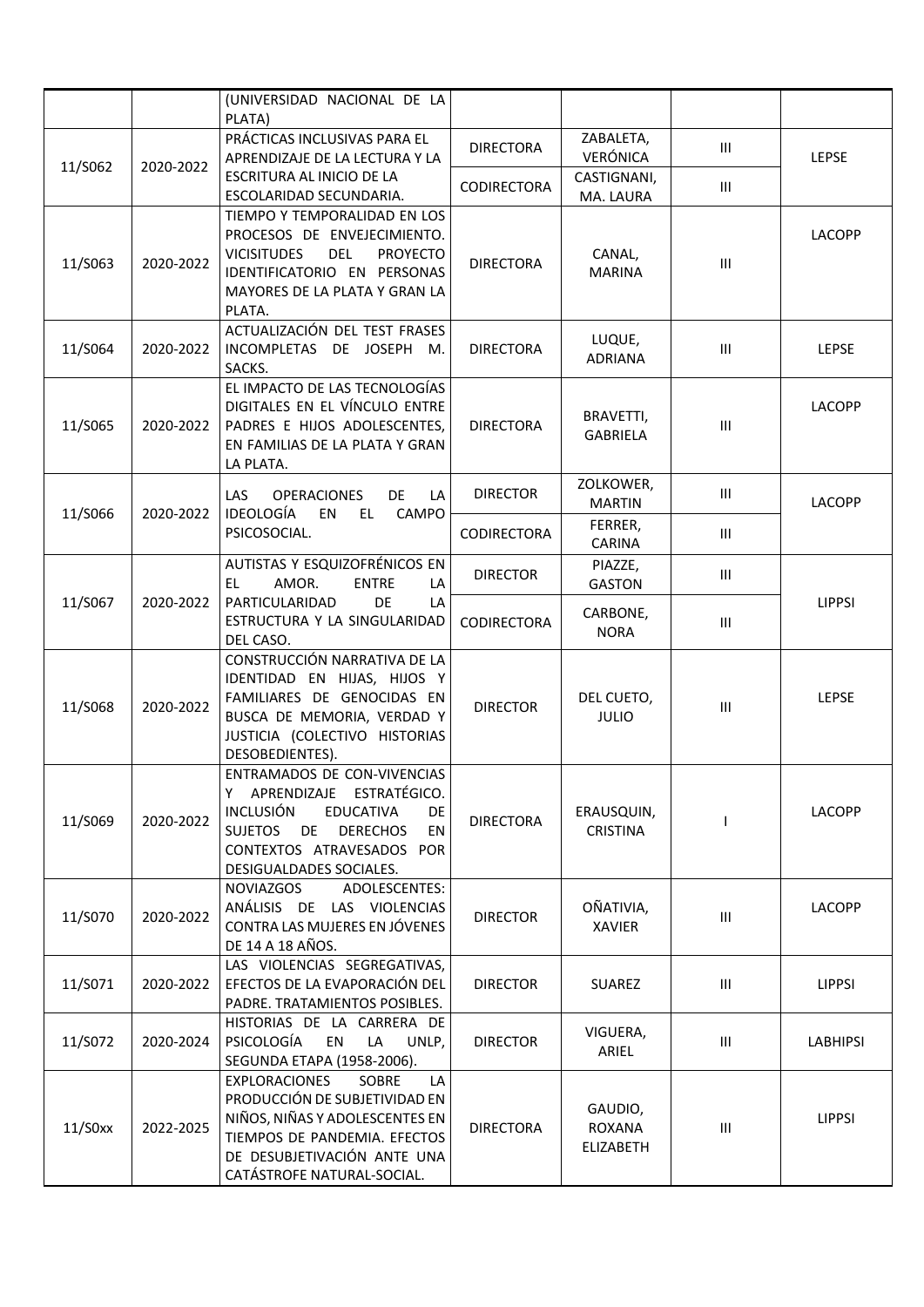| | | | | | | |
|---|---|---|---|---|---|---|
| | | (UNIVERSIDAD NACIONAL DE LA PLATA) | | | | |
| 11/S062 | 2020-2022 | PRÁCTICAS INCLUSIVAS PARA EL APRENDIZAJE DE LA LECTURA Y LA ESCRITURA AL INICIO DE LA ESCOLARIDAD SECUNDARIA. | DIRECTORA | ZABALETA, VERÓNICA | III | LEPSE |
| | | | CODIRECTORA | CASTIGNANI, MA. LAURA | III | |
| 11/S063 | 2020-2022 | TIEMPO Y TEMPORALIDAD EN LOS PROCESOS DE ENVEJECIMIENTO. VICISITUDES DEL PROYECTO IDENTIFICATORIO EN PERSONAS MAYORES DE LA PLATA Y GRAN LA PLATA. | DIRECTORA | CANAL, MARINA | III | LACOPP |
| 11/S064 | 2020-2022 | ACTUALIZACIÓN DEL TEST FRASES INCOMPLETAS DE JOSEPH M. SACKS. | DIRECTORA | LUQUE, ADRIANA | III | LEPSE |
| 11/S065 | 2020-2022 | EL IMPACTO DE LAS TECNOLOGÍAS DIGITALES EN EL VÍNCULO ENTRE PADRES E HIJOS ADOLESCENTES, EN FAMILIAS DE LA PLATA Y GRAN LA PLATA. | DIRECTORA | BRAVETTI, GABRIELA | III | LACOPP |
| 11/S066 | 2020-2022 | LAS OPERACIONES DE LA IDEOLOGÍA EN EL CAMPO PSICOSOCIAL. | DIRECTOR | ZOLKOWER, MARTIN | III | LACOPP |
| | | | CODIRECTORA | FERRER, CARINA | III | |
| 11/S067 | 2020-2022 | AUTISTAS Y ESQUIZOFRÉNICOS EN EL AMOR. ENTRE LA PARTICULARIDAD DE LA ESTRUCTURA Y LA SINGULARIDAD DEL CASO. | DIRECTOR | PIAZZE, GASTON | III | LIPPSI |
| | | | CODIRECTORA | CARBONE, NORA | III | |
| 11/S068 | 2020-2022 | CONSTRUCCIÓN NARRATIVA DE LA IDENTIDAD EN HIJAS, HIJOS Y FAMILIARES DE GENOCIDAS EN BUSCA DE MEMORIA, VERDAD Y JUSTICIA (COLECTIVO HISTORIAS DESOBEDIENTES). | DIRECTOR | DEL CUETO, JULIO | III | LEPSE |
| 11/S069 | 2020-2022 | ENTRAMADOS DE CON-VIVENCIAS Y APRENDIZAJE ESTRATÉGICO. INCLUSIÓN EDUCATIVA DE SUJETOS DE DERECHOS EN CONTEXTOS ATRAVESADOS POR DESIGUALDADES SOCIALES. | DIRECTORA | ERAUSQUIN, CRISTINA | I | LACOPP |
| 11/S070 | 2020-2022 | NOVIAZGOS ADOLESCENTES: ANÁLISIS DE LAS VIOLENCIAS CONTRA LAS MUJERES EN JÓVENES DE 14 A 18 AÑOS. | DIRECTOR | OÑATIVIA, XAVIER | III | LACOPP |
| 11/S071 | 2020-2022 | LAS VIOLENCIAS SEGREGATIVAS, EFECTOS DE LA EVAPORACIÓN DEL PADRE. TRATAMIENTOS POSIBLES. | DIRECTOR | SUAREZ | III | LIPPSI |
| 11/S072 | 2020-2024 | HISTORIAS DE LA CARRERA DE PSICOLOGÍA EN LA UNLP, SEGUNDA ETAPA (1958-2006). | DIRECTOR | VIGUERA, ARIEL | III | LABHIPSI |
| 11/S0xx | 2022-2025 | EXPLORACIONES SOBRE LA PRODUCCIÓN DE SUBJETIVIDAD EN NIÑOS, NIÑAS Y ADOLESCENTES EN TIEMPOS DE PANDEMIA. EFECTOS DE DESUBJETIVACIÓN ANTE UNA CATÁSTROFE NATURAL-SOCIAL. | DIRECTORA | GAUDIO, ROXANA ELIZABETH | III | LIPPSI |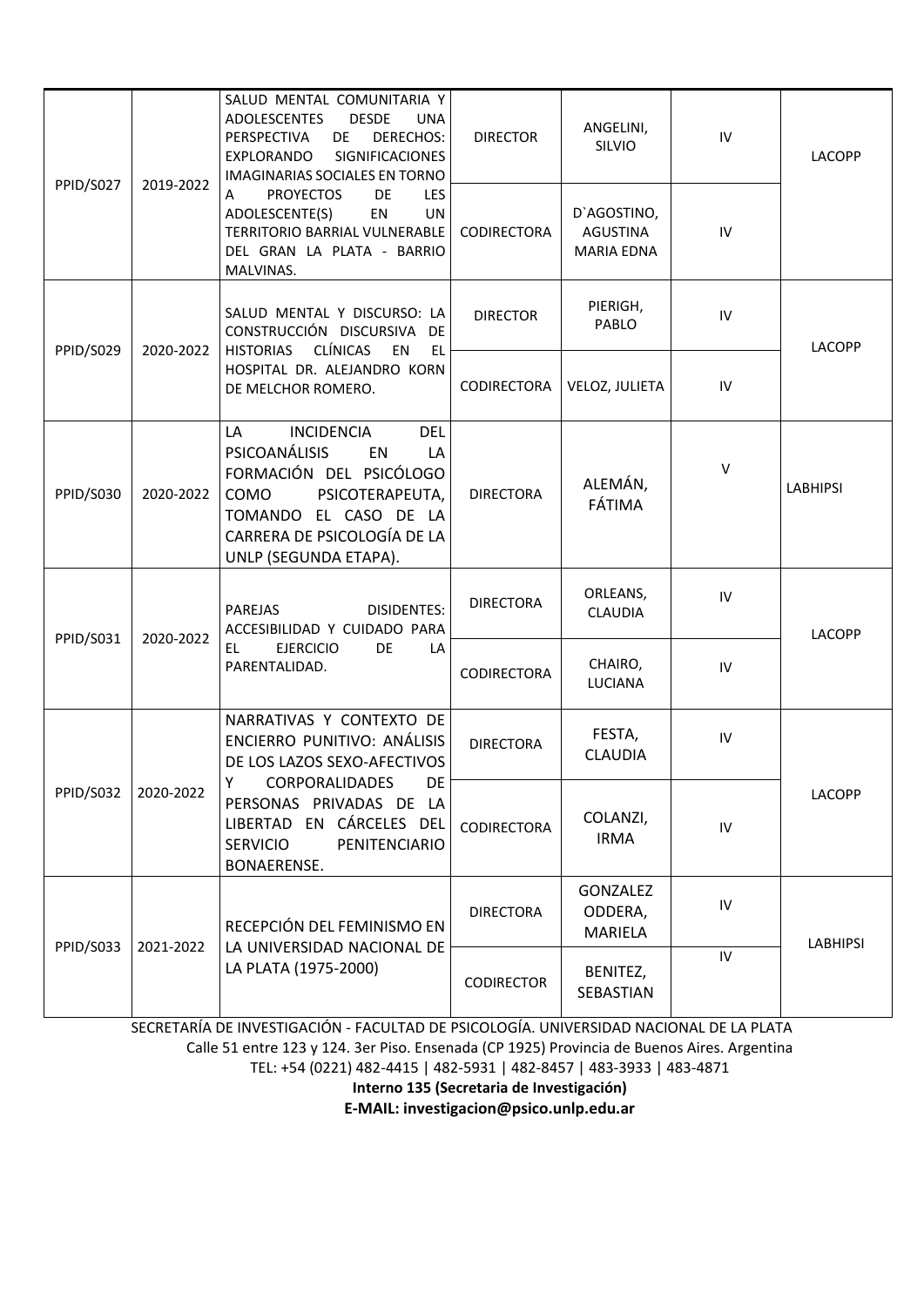| | | | | | | |
|---|---|---|---|---|---|---|
| PPID/S027 | 2019-2022 | SALUD MENTAL COMUNITARIA Y ADOLESCENTES DESDE UNA PERSPECTIVA DE DERECHOS: EXPLORANDO SIGNIFICACIONES IMAGINARIAS SOCIALES EN TORNO A PROYECTOS DE LES ADOLESCENTE(S) EN UN TERRITORIO BARRIAL VULNERABLE DEL GRAN LA PLATA - BARRIO MALVINAS. | DIRECTOR | ANGELINI, SILVIO | IV | LACOPP |
| | | | CODIRECTORA | D`AGOSTINO, AGUSTINA MARIA EDNA | IV | |
| PPID/S029 | 2020-2022 | SALUD MENTAL Y DISCURSO: LA CONSTRUCCIÓN DISCURSIVA DE HISTORIAS CLÍNICAS EN EL HOSPITAL DR. ALEJANDRO KORN DE MELCHOR ROMERO. | DIRECTOR | PIERIGH, PABLO | IV | LACOPP |
| | | | CODIRECTORA | VELOZ, JULIETA | IV | |
| PPID/S030 | 2020-2022 | LA INCIDENCIA DEL PSICOANÁLISIS EN LA FORMACIÓN DEL PSICÓLOGO COMO PSICOTERAPEUTA, TOMANDO EL CASO DE LA CARRERA DE PSICOLOGÍA DE LA UNLP (SEGUNDA ETAPA). | DIRECTORA | ALEMÁN, FÁTIMA | V | LABHIPSI |
| PPID/S031 | 2020-2022 | PAREJAS DISIDENTES: ACCESIBILIDAD Y CUIDADO PARA EL EJERCICIO DE LA PARENTALIDAD. | DIRECTORA | ORLEANS, CLAUDIA | IV | LACOPP |
| | | | CODIRECTORA | CHAIRO, LUCIANA | IV | |
| PPID/S032 | 2020-2022 | NARRATIVAS Y CONTEXTO DE ENCIERRO PUNITIVO: ANÁLISIS DE LOS LAZOS SEXO-AFECTIVOS Y CORPORALIDADES DE PERSONAS PRIVADAS DE LA LIBERTAD EN CÁRCELES DEL SERVICIO PENITENCIARIO BONAERENSE. | DIRECTORA | FESTA, CLAUDIA | IV | LACOPP |
| | | | CODIRECTORA | COLANZI, IRMA | IV | |
| PPID/S033 | 2021-2022 | RECEPCIÓN DEL FEMINISMO EN LA UNIVERSIDAD NACIONAL DE LA PLATA (1975-2000) | DIRECTORA | GONZALEZ ODDERA, MARIELA | IV | LABHIPSI |
| | | | CODIRECTOR | BENITEZ, SEBASTIAN | IV | |

SECRETARÍA DE INVESTIGACIÓN - FACULTAD DE PSICOLOGÍA. UNIVERSIDAD NACIONAL DE LA PLATA
Calle 51 entre 123 y 124. 3er Piso. Ensenada (CP 1925) Provincia de Buenos Aires. Argentina
TEL: +54 (0221) 482-4415 | 482-5931 | 482-8457 | 483-3933 | 483-4871
**Interno 135 (Secretaria de Investigación)**
**E-MAIL: investigacion@psico.unlp.edu.ar**